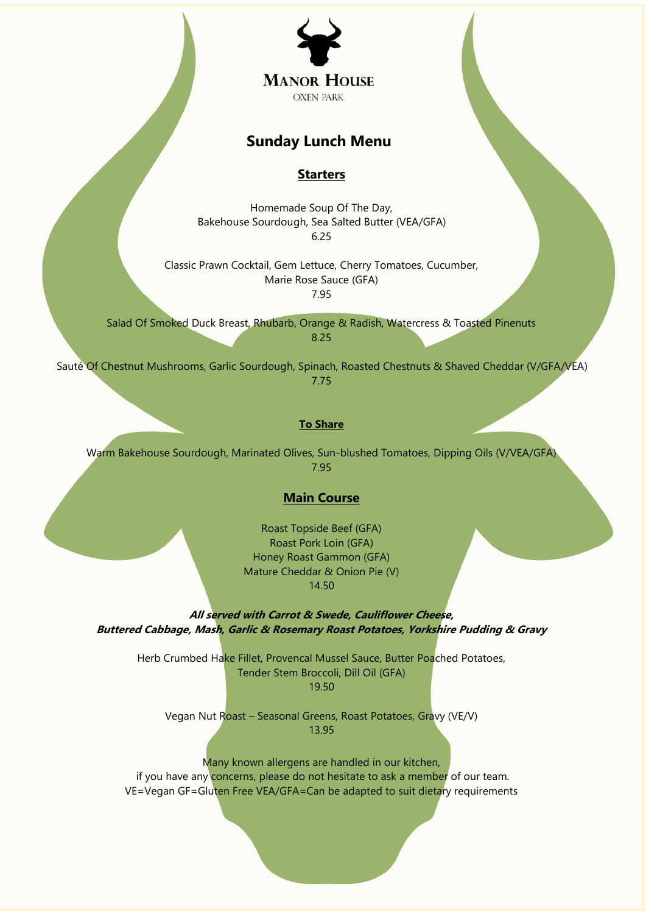**Manor House**

Oxen Park

# Sunday Lunch Menu

## Starters

Homemade Soup Of The Day,
Bakehouse Sourdough, Sea Salted Butter (VEA/GFA)
6.25

Classic Prawn Cocktail, Gem Lettuce, Cherry Tomatoes, Cucumber,
Marie Rose Sauce (GFA)
7.95

Salad Of Smoked Duck Breast, Rhubarb, Orange & Radish, Watercress & Toasted Pinenuts
8.25

Sauté Of Chestnut Mushrooms, Garlic Sourdough, Spinach, Roasted Chestnuts & Shaved Cheddar (V/GFA/VEA)
7.75

### To Share

Warm Bakehouse Sourdough, Marinated Olives, Sun-blushed Tomatoes, Dipping Oils (V/VEA/GFA)
7.95

## Main Course

Roast Topside Beef (GFA)
Roast Pork Loin (GFA)
Honey Roast Gammon (GFA)
Mature Cheddar & Onion Pie (V)
14.50

***All served with Carrot & Swede, Cauliflower Cheese,
Buttered Cabbage, Mash, Garlic & Rosemary Roast Potatoes, Yorkshire Pudding & Gravy***

Herb Crumbed Hake Fillet, Provencal Mussel Sauce, Butter Poached Potatoes,
Tender Stem Broccoli, Dill Oil (GFA)
19.50

Vegan Nut Roast – Seasonal Greens, Roast Potatoes, Gravy (VE/V)
13.95

Many known allergens are handled in our kitchen,
if you have any concerns, please do not hesitate to ask a member of our team.
VE=Vegan GF=Gluten Free VEA/GFA=Can be adapted to suit dietary requirements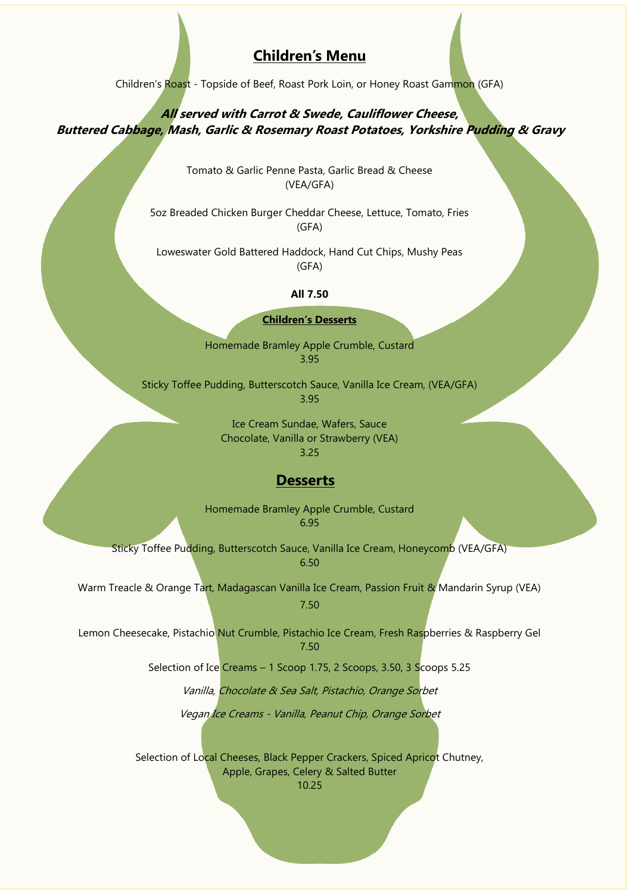## Children's Menu

Children's Roast - Topside of Beef, Roast Pork Loin, or Honey Roast Gammon (GFA)

***All served with Carrot & Swede, Cauliflower Cheese,***
***Buttered Cabbage, Mash, Garlic & Rosemary Roast Potatoes, Yorkshire Pudding & Gravy***

Tomato & Garlic Penne Pasta, Garlic Bread & Cheese
(VEA/GFA)

5oz Breaded Chicken Burger Cheddar Cheese, Lettuce, Tomato, Fries
(GFA)

Loweswater Gold Battered Haddock, Hand Cut Chips, Mushy Peas
(GFA)

**All 7.50**

### Children's Desserts

Homemade Bramley Apple Crumble, Custard
3.95

Sticky Toffee Pudding, Butterscotch Sauce, Vanilla Ice Cream, (VEA/GFA)
3.95

Ice Cream Sundae, Wafers, Sauce
Chocolate, Vanilla or Strawberry (VEA)
3.25

## Desserts

Homemade Bramley Apple Crumble, Custard
6.95

Sticky Toffee Pudding, Butterscotch Sauce, Vanilla Ice Cream, Honeycomb (VEA/GFA)
6.50

Warm Treacle & Orange Tart, Madagascan Vanilla Ice Cream, Passion Fruit & Mandarin Syrup (VEA)
7.50

Lemon Cheesecake, Pistachio Nut Crumble, Pistachio Ice Cream, Fresh Raspberries & Raspberry Gel
7.50

Selection of Ice Creams – 1 Scoop 1.75, 2 Scoops, 3.50, 3 Scoops 5.25

*Vanilla, Chocolate & Sea Salt, Pistachio, Orange Sorbet*

*Vegan Ice Creams - Vanilla, Peanut Chip, Orange Sorbet*

Selection of Local Cheeses, Black Pepper Crackers, Spiced Apricot Chutney,
Apple, Grapes, Celery & Salted Butter
10.25